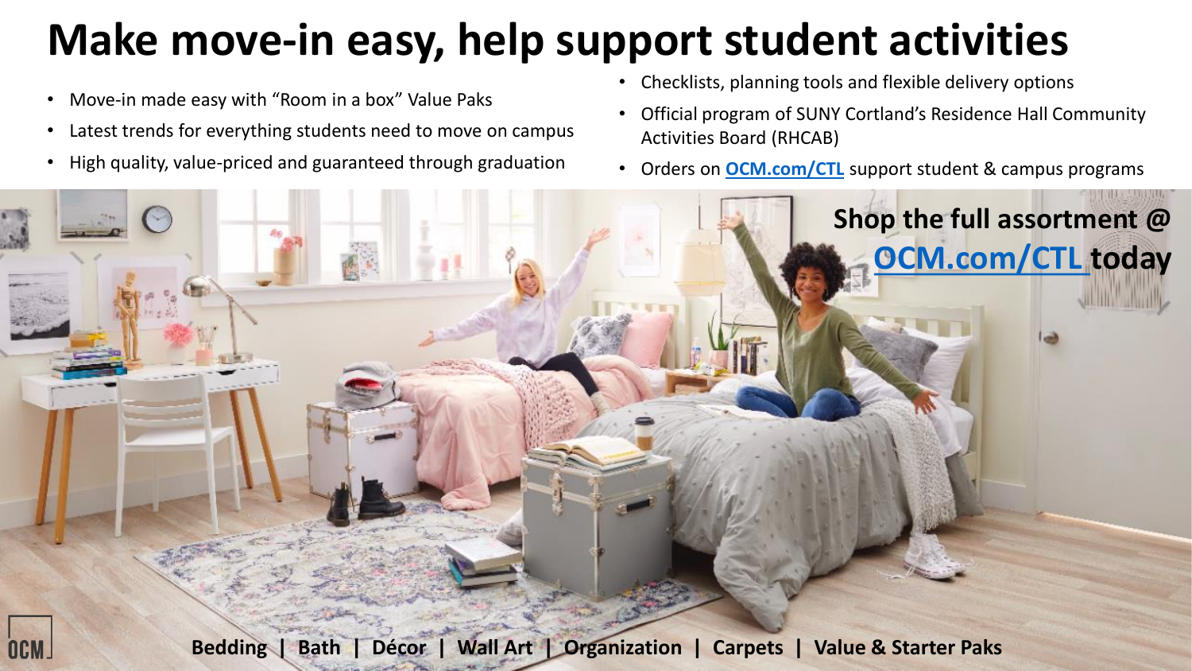# Make move-in easy, help support student activities

- Move-in made easy with "Room in a box" Value Paks
- Latest trends for everything students need to move on campus
- High quality, value-priced and guaranteed through graduation
- Checklists, planning tools and flexible delivery options
- Official program of SUNY Cortland's Residence Hall Community Activities Board (RHCAB)
- Orders on **OCM.com/CTL** support student & campus programs

**Shop the full assortment @ OCM.com/CTL today**

**Bedding | Bath | Décor | Wall Art | Organization | Carpets | Value & Starter Paks**

OCM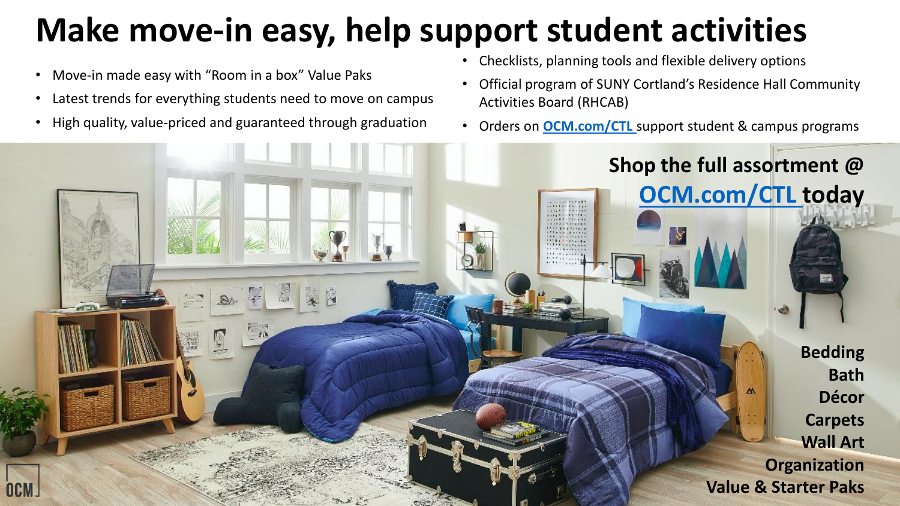# Make move-in easy, help support student activities

- Move-in made easy with "Room in a box" Value Paks
- Latest trends for everything students need to move on campus
- High quality, value-priced and guaranteed through graduation
- Checklists, planning tools and flexible delivery options
- Official program of SUNY Cortland's Residence Hall Community Activities Board (RHCAB)
- Orders on **OCM.com/CTL** support student & campus programs

**Shop the full assortment @ OCM.com/CTL today**

**Bedding**
**Bath**
**Décor**
**Carpets**
**Wall Art**
**Organization**
**Value & Starter Paks**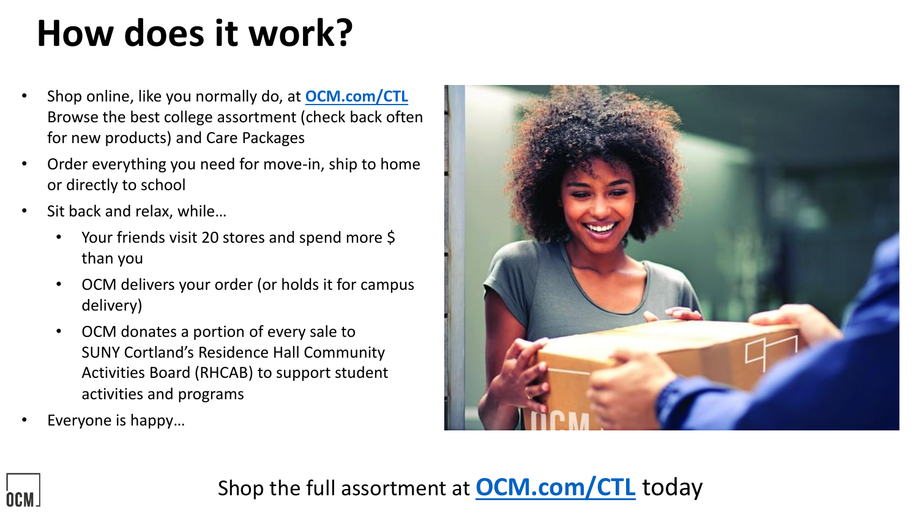# How does it work?

- Shop online, like you normally do, at **[OCM.com/CTL](OCM.com/CTL)** Browse the best college assortment (check back often for new products) and Care Packages
- Order everything you need for move-in, ship to home or directly to school
- Sit back and relax, while…
  - Your friends visit 20 stores and spend more $ than you
  - OCM delivers your order (or holds it for campus delivery)
  - OCM donates a portion of every sale to SUNY Cortland's Residence Hall Community Activities Board (RHCAB) to support student activities and programs
- Everyone is happy…

Shop the full assortment at **[OCM.com/CTL](OCM.com/CTL)** today